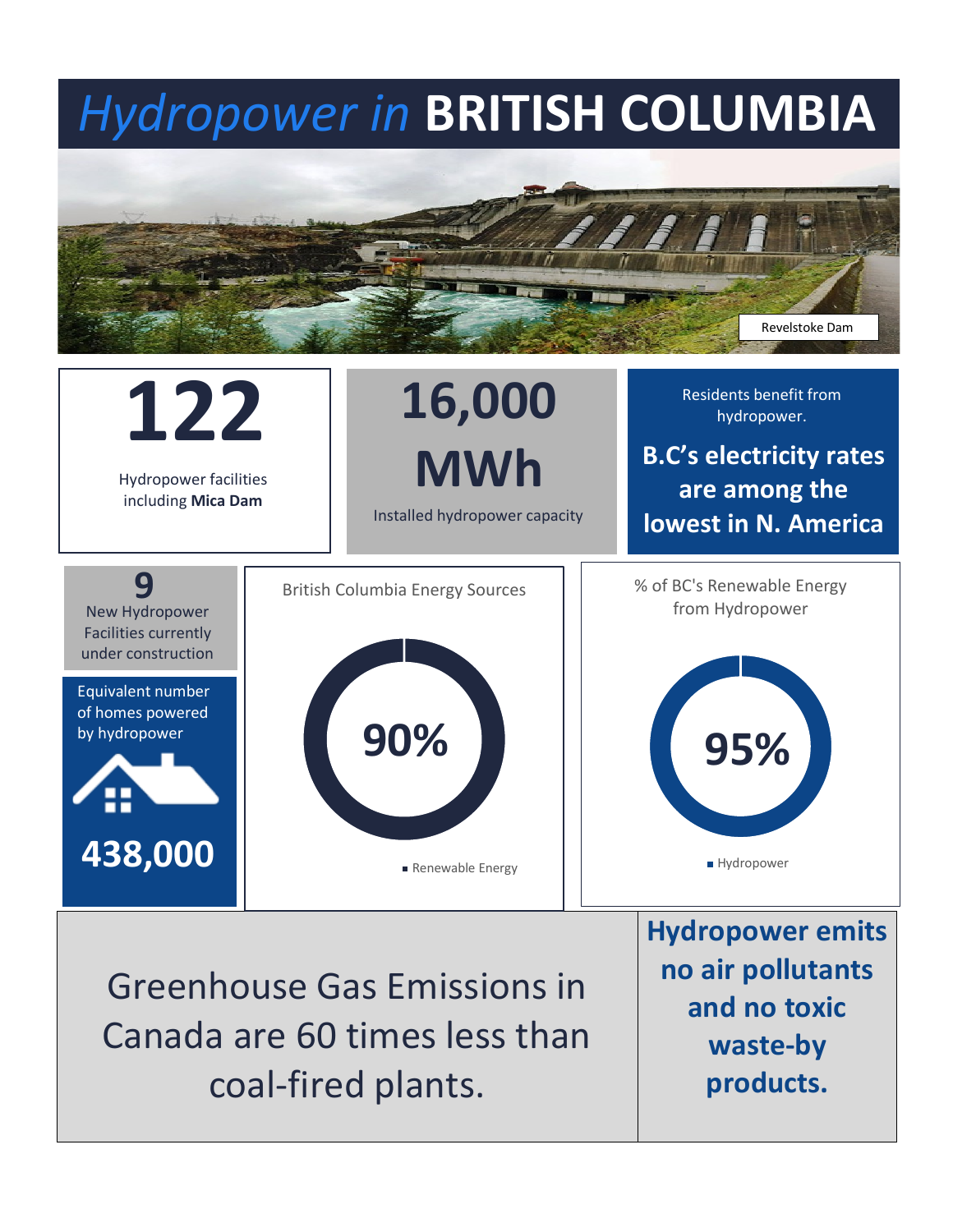# *Hydropower in* **BRITISH COLUMBIA**

Revelstoke Dam

**122**

Hydropower facilities including **Mica Dam**

**16,000 MWh**

Installed hydropower capacity

Residents benefit from hydropower.

**B.C's electricity rates are among the lowest in N. America**

**9**

New Hydropower Facilities currently under construction

Equivalent number of homes powered by hydropower

**438,000**

British Columbia Energy Sources

**90%**

Renewable Energy

% of BC's Renewable Energy from Hydropower

**95%**

Hydropower

Greenhouse Gas Emissions in Canada are 60 times less than coal-fired plants.

**Hydropower emits no air pollutants and no toxic waste-by products.**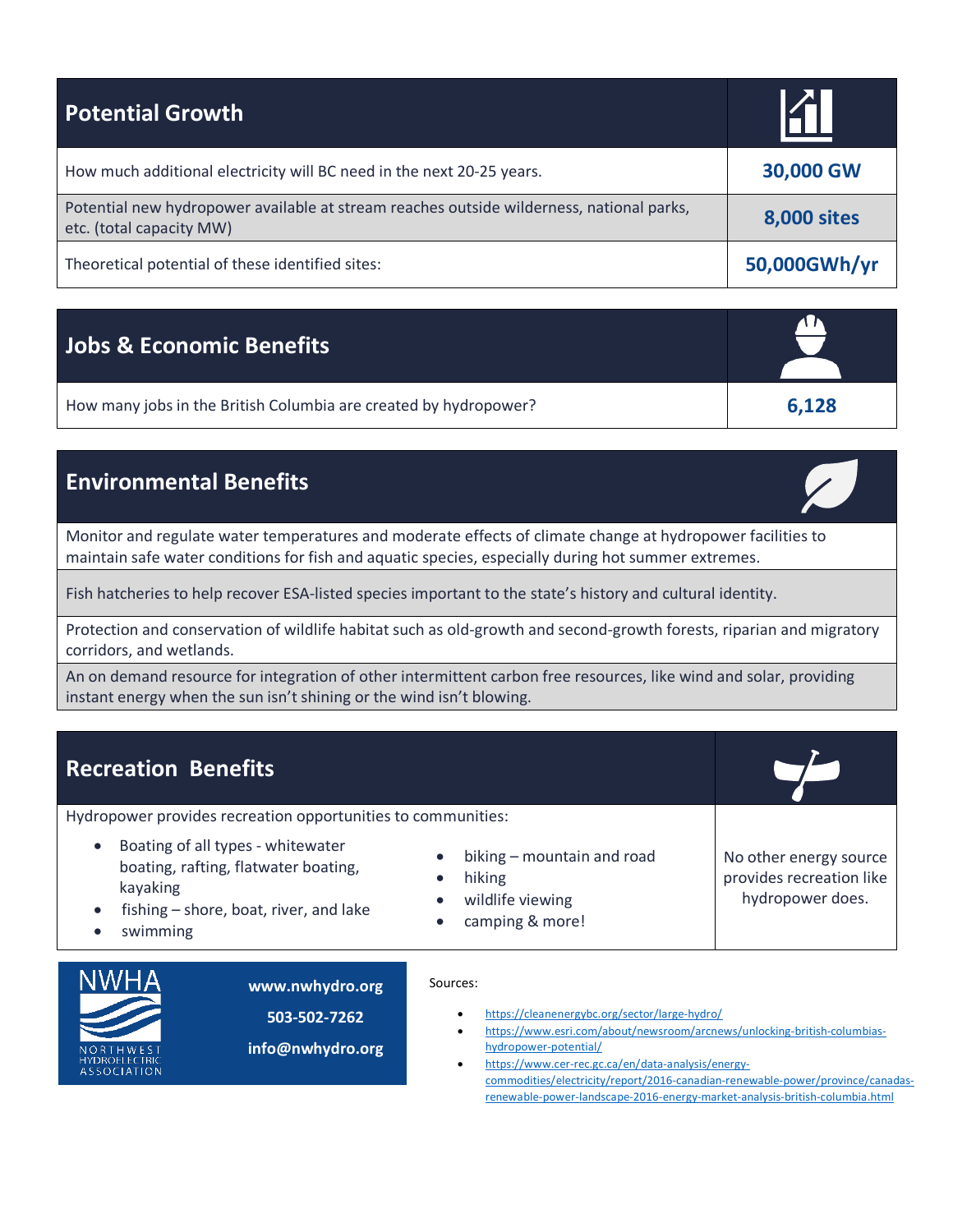## Potential Growth

| | |
|---|---|
| How much additional electricity will BC need in the next 20-25 years. | **30,000 GW** |
| Potential new hydropower available at stream reaches outside wilderness, national parks, etc. (total capacity MW) | **8,000 sites** |
| Theoretical potential of these identified sites: | **50,000GWh/yr** |

## Jobs & Economic Benefits

| | |
|---|---|
| How many jobs in the British Columbia are created by hydropower? | **6,128** |

## Environmental Benefits

Monitor and regulate water temperatures and moderate effects of climate change at hydropower facilities to maintain safe water conditions for fish and aquatic species, especially during hot summer extremes.

Fish hatcheries to help recover ESA-listed species important to the state's history and cultural identity.

Protection and conservation of wildlife habitat such as old-growth and second-growth forests, riparian and migratory corridors, and wetlands.

An on demand resource for integration of other intermittent carbon free resources, like wind and solar, providing instant energy when the sun isn't shining or the wind isn't blowing.

## Recreation Benefits

Hydropower provides recreation opportunities to communities:

- Boating of all types - whitewater boating, rafting, flatwater boating, kayaking
- fishing – shore, boat, river, and lake
- swimming
- biking – mountain and road
- hiking
- wildlife viewing
- camping & more!

No other energy source provides recreation like hydropower does.

NWHA NORTHWEST HYDROELECTRIC ASSOCIATION

**www.nwhydro.org**

**503-502-7262**

**info@nwhydro.org**

Sources:

- https://cleanenergybc.org/sector/large-hydro/
- https://www.esri.com/about/newsroom/arcnews/unlocking-british-columbias-hydropower-potential/
- https://www.cer-rec.gc.ca/en/data-analysis/energy-commodities/electricity/report/2016-canadian-renewable-power/province/canadas-renewable-power-landscape-2016-energy-market-analysis-british-columbia.html